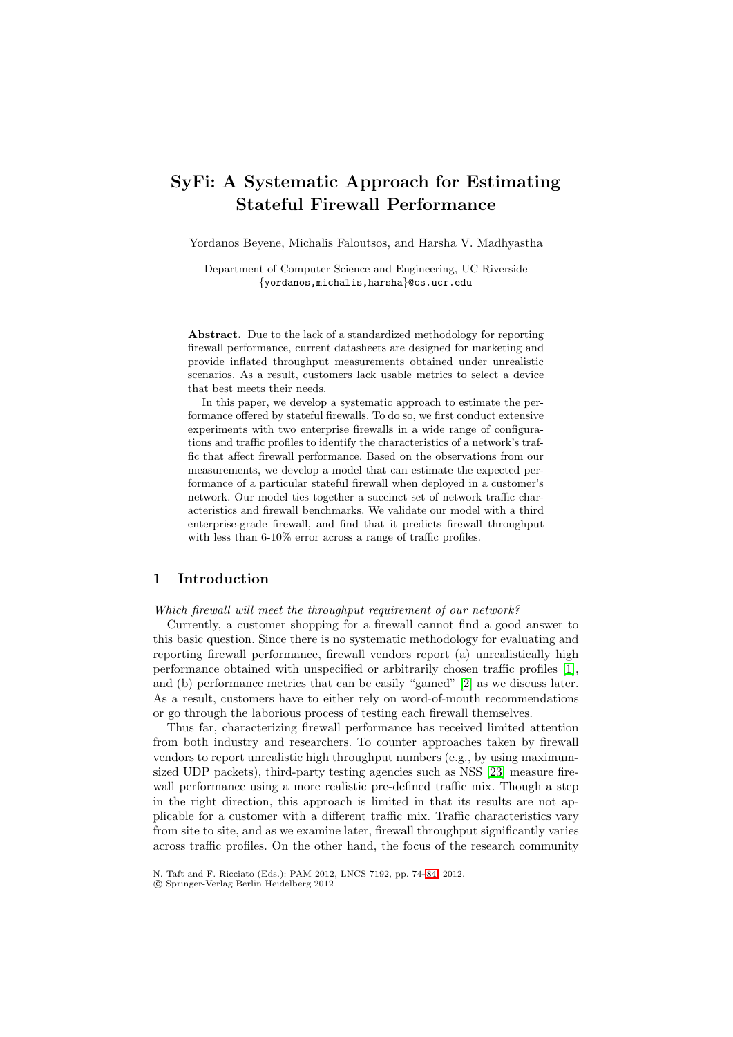# SyFi: A Systematic Approach for Estimating Stateful Firewall Performance

Yordanos Beyene, Michalis Faloutsos, and Harsha V. Madhyastha

Department of Computer Science and Engineering, UC Riverside
{yordanos,michalis,harsha}@cs.ucr.edu

**Abstract.** Due to the lack of a standardized methodology for reporting firewall performance, current datasheets are designed for marketing and provide inflated throughput measurements obtained under unrealistic scenarios. As a result, customers lack usable metrics to select a device that best meets their needs.

In this paper, we develop a systematic approach to estimate the performance offered by stateful firewalls. To do so, we first conduct extensive experiments with two enterprise firewalls in a wide range of configurations and traffic profiles to identify the characteristics of a network's traffic that affect firewall performance. Based on the observations from our measurements, we develop a model that can estimate the expected performance of a particular stateful firewall when deployed in a customer's network. Our model ties together a succinct set of network traffic characteristics and firewall benchmarks. We validate our model with a third enterprise-grade firewall, and find that it predicts firewall throughput with less than 6-10% error across a range of traffic profiles.

## 1 Introduction

*Which firewall will meet the throughput requirement of our network?*

Currently, a customer shopping for a firewall cannot find a good answer to this basic question. Since there is no systematic methodology for evaluating and reporting firewall performance, firewall vendors report (a) unrealistically high performance obtained with unspecified or arbitrarily chosen traffic profiles [1], and (b) performance metrics that can be easily "gamed" [2] as we discuss later. As a result, customers have to either rely on word-of-mouth recommendations or go through the laborious process of testing each firewall themselves.

Thus far, characterizing firewall performance has received limited attention from both industry and researchers. To counter approaches taken by firewall vendors to report unrealistic high throughput numbers (e.g., by using maximum-sized UDP packets), third-party testing agencies such as NSS [23] measure firewall performance using a more realistic pre-defined traffic mix. Though a step in the right direction, this approach is limited in that its results are not applicable for a customer with a different traffic mix. Traffic characteristics vary from site to site, and as we examine later, firewall throughput significantly varies across traffic profiles. On the other hand, the focus of the research community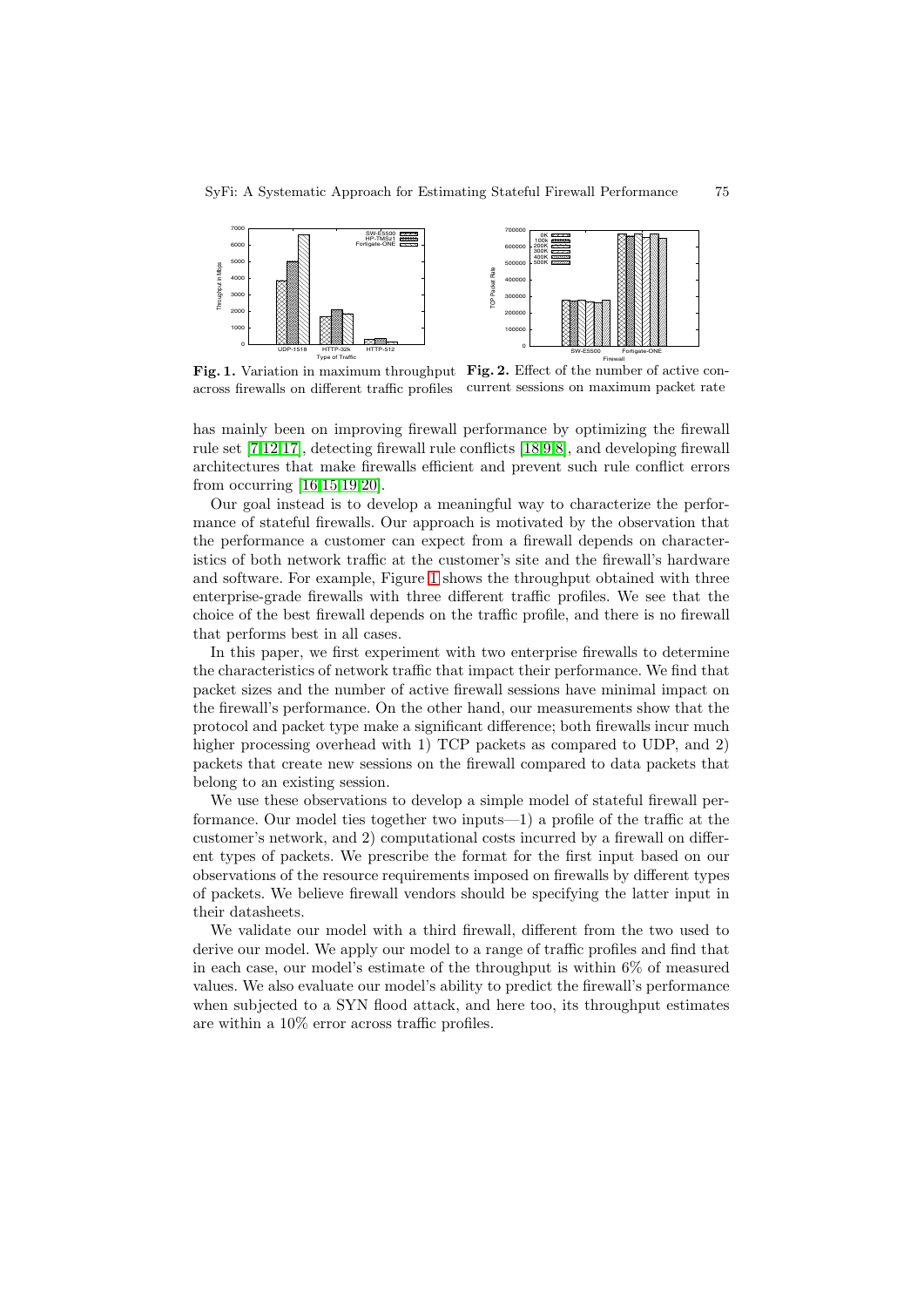Fig. 1. Variation in maximum throughput across firewalls on different traffic profiles

Fig. 2. Effect of the number of active concurrent sessions on maximum packet rate

has mainly been on improving firewall performance by optimizing the firewall rule set [7,12,17], detecting firewall rule conflicts [18,9,8], and developing firewall architectures that make firewalls efficient and prevent such rule conflict errors from occurring [16,15,19,20].

Our goal instead is to develop a meaningful way to characterize the performance of stateful firewalls. Our approach is motivated by the observation that the performance a customer can expect from a firewall depends on characteristics of both network traffic at the customer's site and the firewall's hardware and software. For example, Figure 1 shows the throughput obtained with three enterprise-grade firewalls with three different traffic profiles. We see that the choice of the best firewall depends on the traffic profile, and there is no firewall that performs best in all cases.

In this paper, we first experiment with two enterprise firewalls to determine the characteristics of network traffic that impact their performance. We find that packet sizes and the number of active firewall sessions have minimal impact on the firewall's performance. On the other hand, our measurements show that the protocol and packet type make a significant difference; both firewalls incur much higher processing overhead with 1) TCP packets as compared to UDP, and 2) packets that create new sessions on the firewall compared to data packets that belong to an existing session.

We use these observations to develop a simple model of stateful firewall performance. Our model ties together two inputs—1) a profile of the traffic at the customer's network, and 2) computational costs incurred by a firewall on different types of packets. We prescribe the format for the first input based on our observations of the resource requirements imposed on firewalls by different types of packets. We believe firewall vendors should be specifying the latter input in their datasheets.

We validate our model with a third firewall, different from the two used to derive our model. We apply our model to a range of traffic profiles and find that in each case, our model's estimate of the throughput is within 6% of measured values. We also evaluate our model's ability to predict the firewall's performance when subjected to a SYN flood attack, and here too, its throughput estimates are within a 10% error across traffic profiles.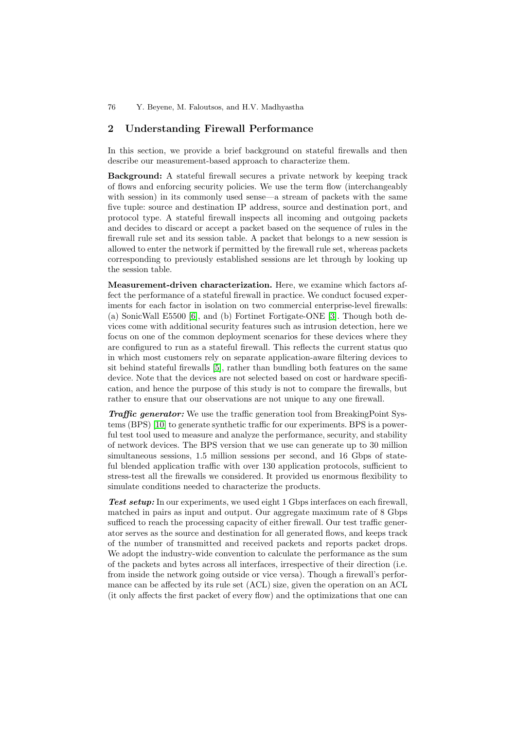## 2 Understanding Firewall Performance

In this section, we provide a brief background on stateful firewalls and then describe our measurement-based approach to characterize them.

**Background:** A stateful firewall secures a private network by keeping track of flows and enforcing security policies. We use the term flow (interchangeably with session) in its commonly used sense—a stream of packets with the same five tuple: source and destination IP address, source and destination port, and protocol type. A stateful firewall inspects all incoming and outgoing packets and decides to discard or accept a packet based on the sequence of rules in the firewall rule set and its session table. A packet that belongs to a new session is allowed to enter the network if permitted by the firewall rule set, whereas packets corresponding to previously established sessions are let through by looking up the session table.

**Measurement-driven characterization.** Here, we examine which factors affect the performance of a stateful firewall in practice. We conduct focused experiments for each factor in isolation on two commercial enterprise-level firewalls: (a) SonicWall E5500 [6], and (b) Fortinet Fortigate-ONE [3]. Though both devices come with additional security features such as intrusion detection, here we focus on one of the common deployment scenarios for these devices where they are configured to run as a stateful firewall. This reflects the current status quo in which most customers rely on separate application-aware filtering devices to sit behind stateful firewalls [5], rather than bundling both features on the same device. Note that the devices are not selected based on cost or hardware specification, and hence the purpose of this study is not to compare the firewalls, but rather to ensure that our observations are not unique to any one firewall.

***Traffic generator:*** We use the traffic generation tool from BreakingPoint Systems (BPS) [10] to generate synthetic traffic for our experiments. BPS is a powerful test tool used to measure and analyze the performance, security, and stability of network devices. The BPS version that we use can generate up to 30 million simultaneous sessions, 1.5 million sessions per second, and 16 Gbps of stateful blended application traffic with over 130 application protocols, sufficient to stress-test all the firewalls we considered. It provided us enormous flexibility to simulate conditions needed to characterize the products.

***Test setup:*** In our experiments, we used eight 1 Gbps interfaces on each firewall, matched in pairs as input and output. Our aggregate maximum rate of 8 Gbps sufficed to reach the processing capacity of either firewall. Our test traffic generator serves as the source and destination for all generated flows, and keeps track of the number of transmitted and received packets and reports packet drops. We adopt the industry-wide convention to calculate the performance as the sum of the packets and bytes across all interfaces, irrespective of their direction (i.e. from inside the network going outside or vice versa). Though a firewall's performance can be affected by its rule set (ACL) size, given the operation on an ACL (it only affects the first packet of every flow) and the optimizations that one can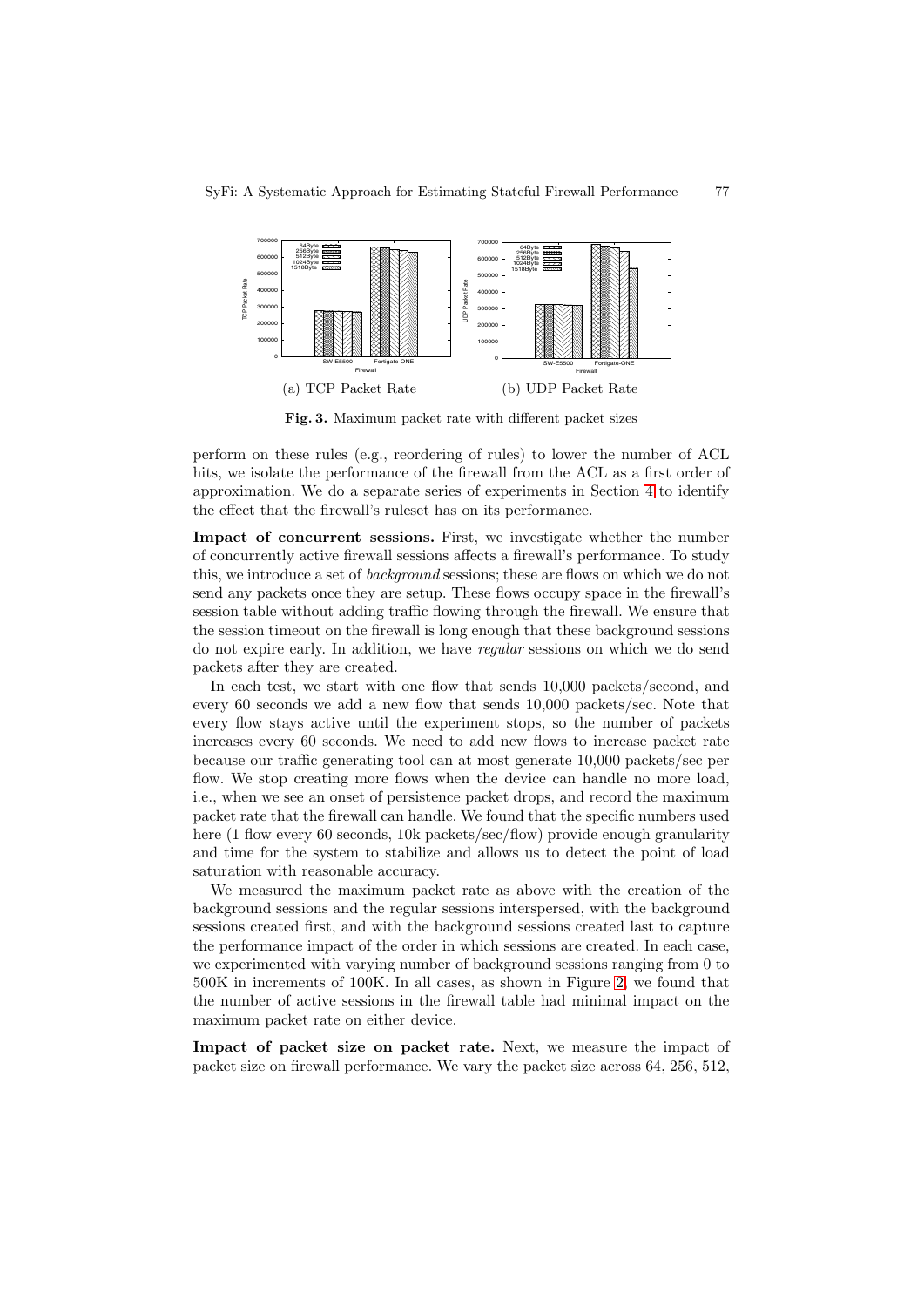(a) TCP Packet Rate

(b) UDP Packet Rate

**Fig. 3.** Maximum packet rate with different packet sizes

perform on these rules (e.g., reordering of rules) to lower the number of ACL hits, we isolate the performance of the firewall from the ACL as a first order of approximation. We do a separate series of experiments in Section 4 to identify the effect that the firewall's ruleset has on its performance.

**Impact of concurrent sessions.** First, we investigate whether the number of concurrently active firewall sessions affects a firewall's performance. To study this, we introduce a set of *background* sessions; these are flows on which we do not send any packets once they are setup. These flows occupy space in the firewall's session table without adding traffic flowing through the firewall. We ensure that the session timeout on the firewall is long enough that these background sessions do not expire early. In addition, we have *regular* sessions on which we do send packets after they are created.

In each test, we start with one flow that sends 10,000 packets/second, and every 60 seconds we add a new flow that sends 10,000 packets/sec. Note that every flow stays active until the experiment stops, so the number of packets increases every 60 seconds. We need to add new flows to increase packet rate because our traffic generating tool can at most generate 10,000 packets/sec per flow. We stop creating more flows when the device can handle no more load, i.e., when we see an onset of persistence packet drops, and record the maximum packet rate that the firewall can handle. We found that the specific numbers used here (1 flow every 60 seconds, 10k packets/sec/flow) provide enough granularity and time for the system to stabilize and allows us to detect the point of load saturation with reasonable accuracy.

We measured the maximum packet rate as above with the creation of the background sessions and the regular sessions interspersed, with the background sessions created first, and with the background sessions created last to capture the performance impact of the order in which sessions are created. In each case, we experimented with varying number of background sessions ranging from 0 to 500K in increments of 100K. In all cases, as shown in Figure 2, we found that the number of active sessions in the firewall table had minimal impact on the maximum packet rate on either device.

**Impact of packet size on packet rate.** Next, we measure the impact of packet size on firewall performance. We vary the packet size across 64, 256, 512,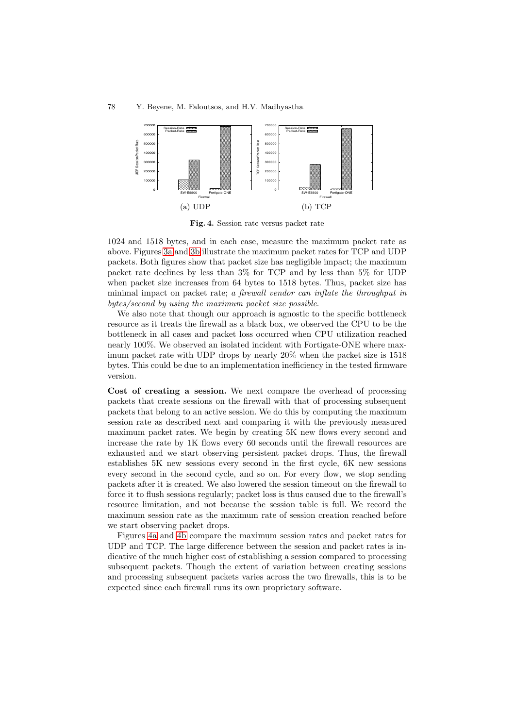(a) UDP

(b) TCP

**Fig. 4.** Session rate versus packet rate

1024 and 1518 bytes, and in each case, measure the maximum packet rate as above. Figures 3a and 3b illustrate the maximum packet rates for TCP and UDP packets. Both figures show that packet size has negligible impact; the maximum packet rate declines by less than 3% for TCP and by less than 5% for UDP when packet size increases from 64 bytes to 1518 bytes. Thus, packet size has minimal impact on packet rate; *a firewall vendor can inflate the throughput in bytes/second by using the maximum packet size possible.*

We also note that though our approach is agnostic to the specific bottleneck resource as it treats the firewall as a black box, we observed the CPU to be the bottleneck in all cases and packet loss occurred when CPU utilization reached nearly 100%. We observed an isolated incident with Fortigate-ONE where maximum packet rate with UDP drops by nearly 20% when the packet size is 1518 bytes. This could be due to an implementation inefficiency in the tested firmware version.

**Cost of creating a session.** We next compare the overhead of processing packets that create sessions on the firewall with that of processing subsequent packets that belong to an active session. We do this by computing the maximum session rate as described next and comparing it with the previously measured maximum packet rates. We begin by creating 5K new flows every second and increase the rate by 1K flows every 60 seconds until the firewall resources are exhausted and we start observing persistent packet drops. Thus, the firewall establishes 5K new sessions every second in the first cycle, 6K new sessions every second in the second cycle, and so on. For every flow, we stop sending packets after it is created. We also lowered the session timeout on the firewall to force it to flush sessions regularly; packet loss is thus caused due to the firewall's resource limitation, and not because the session table is full. We record the maximum session rate as the maximum rate of session creation reached before we start observing packet drops.

Figures 4a and 4b compare the maximum session rates and packet rates for UDP and TCP. The large difference between the session and packet rates is indicative of the much higher cost of establishing a session compared to processing subsequent packets. Though the extent of variation between creating sessions and processing subsequent packets varies across the two firewalls, this is to be expected since each firewall runs its own proprietary software.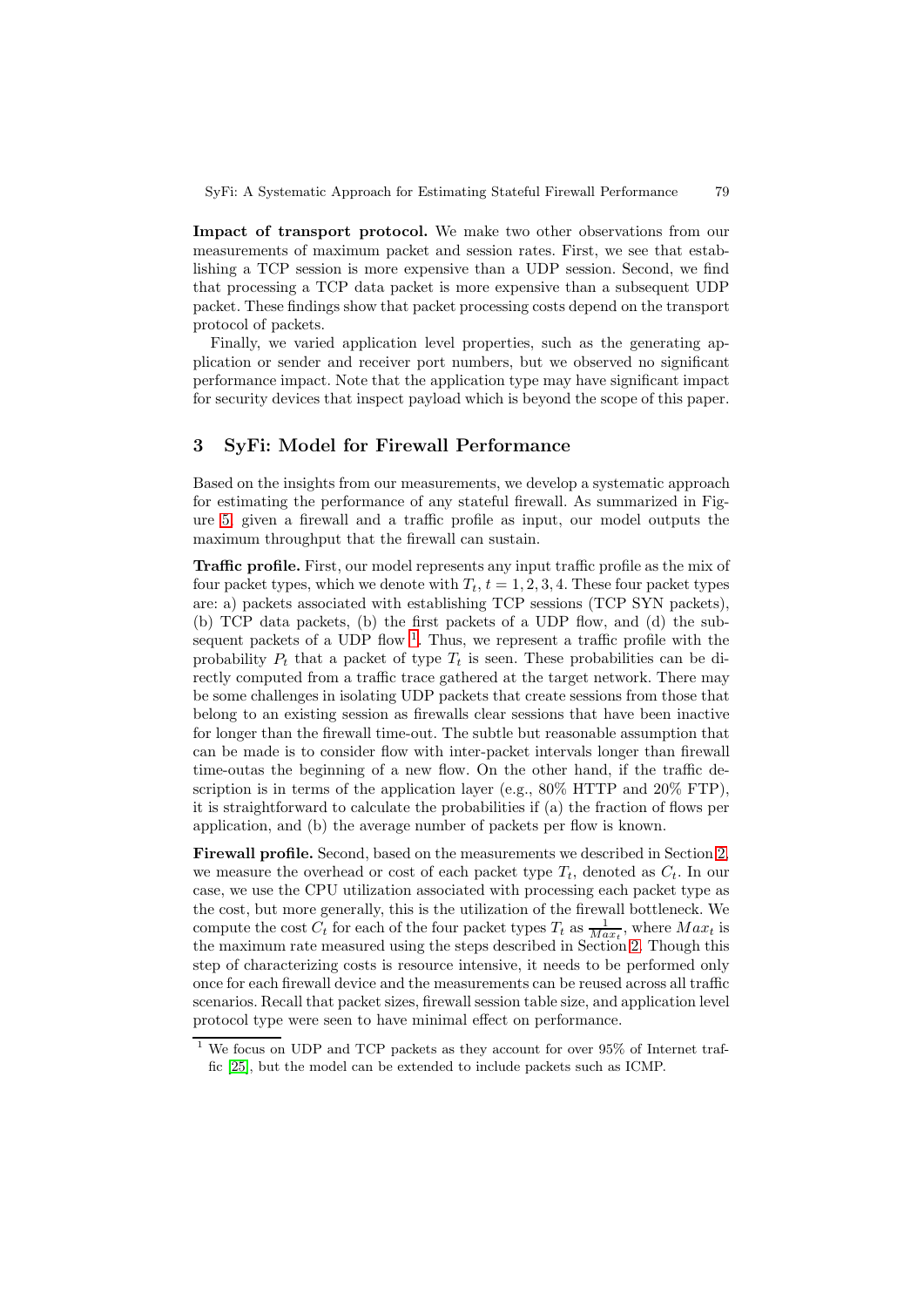**Impact of transport protocol.** We make two other observations from our measurements of maximum packet and session rates. First, we see that establishing a TCP session is more expensive than a UDP session. Second, we find that processing a TCP data packet is more expensive than a subsequent UDP packet. These findings show that packet processing costs depend on the transport protocol of packets.

Finally, we varied application level properties, such as the generating application or sender and receiver port numbers, but we observed no significant performance impact. Note that the application type may have significant impact for security devices that inspect payload which is beyond the scope of this paper.

## 3 SyFi: Model for Firewall Performance

Based on the insights from our measurements, we develop a systematic approach for estimating the performance of any stateful firewall. As summarized in Figure 5, given a firewall and a traffic profile as input, our model outputs the maximum throughput that the firewall can sustain.

**Traffic profile.** First, our model represents any input traffic profile as the mix of four packet types, which we denote with $T_t, t = 1, 2, 3, 4$. These four packet types are: a) packets associated with establishing TCP sessions (TCP SYN packets), (b) TCP data packets, (b) the first packets of a UDP flow, and (d) the subsequent packets of a UDP flow [1]. Thus, we represent a traffic profile with the probability $P_t$ that a packet of type $T_t$ is seen. These probabilities can be directly computed from a traffic trace gathered at the target network. There may be some challenges in isolating UDP packets that create sessions from those that belong to an existing session as firewalls clear sessions that have been inactive for longer than the firewall time-out. The subtle but reasonable assumption that can be made is to consider flow with inter-packet intervals longer than firewall time-outas the beginning of a new flow. On the other hand, if the traffic description is in terms of the application layer (e.g., 80% HTTP and 20% FTP), it is straightforward to calculate the probabilities if (a) the fraction of flows per application, and (b) the average number of packets per flow is known.

**Firewall profile.** Second, based on the measurements we described in Section 2, we measure the overhead or cost of each packet type $T_t$, denoted as $C_t$. In our case, we use the CPU utilization associated with processing each packet type as the cost, but more generally, this is the utilization of the firewall bottleneck. We compute the cost $C_t$ for each of the four packet types $T_t$ as $\frac{1}{Max_t}$, where $Max_t$ is the maximum rate measured using the steps described in Section 2. Though this step of characterizing costs is resource intensive, it needs to be performed only once for each firewall device and the measurements can be reused across all traffic scenarios. Recall that packet sizes, firewall session table size, and application level protocol type were seen to have minimal effect on performance.

[1] We focus on UDP and TCP packets as they account for over 95% of Internet traffic [25], but the model can be extended to include packets such as ICMP.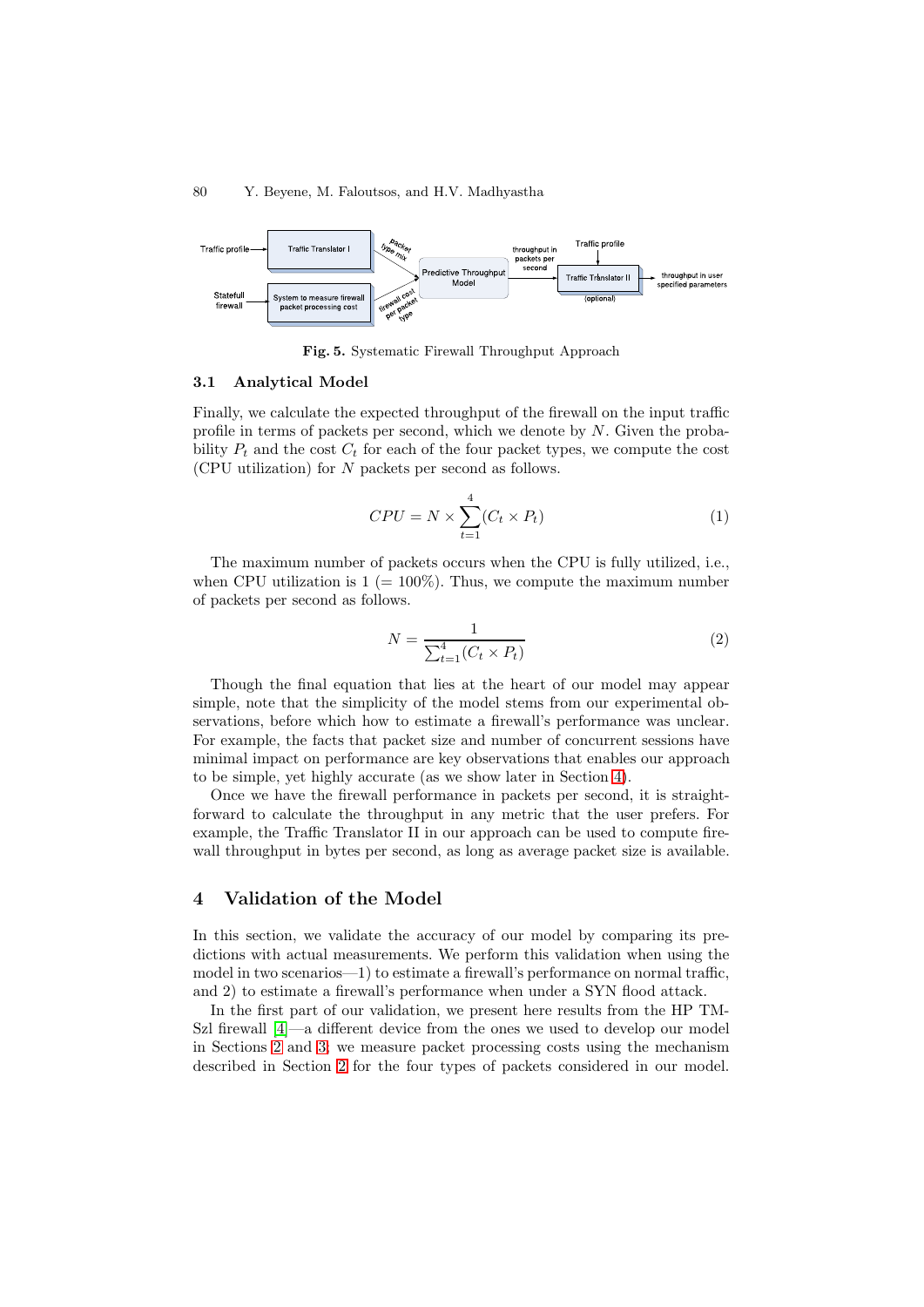Fig. 5. Systematic Firewall Throughput Approach

### 3.1 Analytical Model

Finally, we calculate the expected throughput of the firewall on the input traffic profile in terms of packets per second, which we denote by $N$. Given the probability $P_t$ and the cost $C_t$ for each of the four packet types, we compute the cost (CPU utilization) for $N$ packets per second as follows.

$$CPU = N \times \sum_{t=1}^{4} (C_t \times P_t) \tag{1}$$

The maximum number of packets occurs when the CPU is fully utilized, i.e., when CPU utilization is 1 (= 100%). Thus, we compute the maximum number of packets per second as follows.

$$N = \frac{1}{\sum_{t=1}^{4} (C_t \times P_t)} \tag{2}$$

Though the final equation that lies at the heart of our model may appear simple, note that the simplicity of the model stems from our experimental observations, before which how to estimate a firewall's performance was unclear. For example, the facts that packet size and number of concurrent sessions have minimal impact on performance are key observations that enables our approach to be simple, yet highly accurate (as we show later in Section 4).

Once we have the firewall performance in packets per second, it is straightforward to calculate the throughput in any metric that the user prefers. For example, the Traffic Translator II in our approach can be used to compute firewall throughput in bytes per second, as long as average packet size is available.

## 4 Validation of the Model

In this section, we validate the accuracy of our model by comparing its predictions with actual measurements. We perform this validation when using the model in two scenarios—1) to estimate a firewall's performance on normal traffic, and 2) to estimate a firewall's performance when under a SYN flood attack.

In the first part of our validation, we present here results from the HP TMSzl firewall [4]—a different device from the ones we used to develop our model in Sections 2 and 3; we measure packet processing costs using the mechanism described in Section 2 for the four types of packets considered in our model.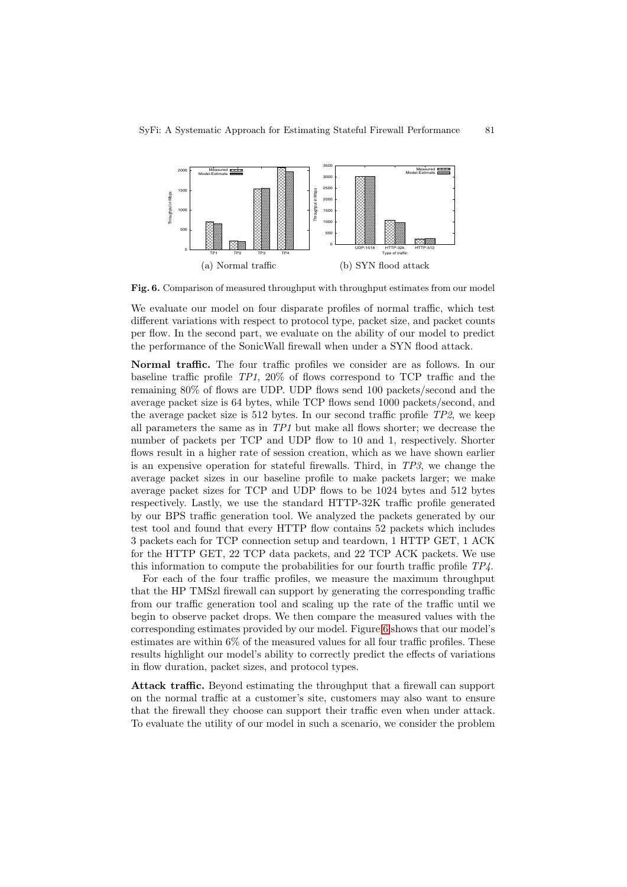(a) Normal traffic (b) SYN flood attack

**Fig. 6.** Comparison of measured throughput with throughput estimates from our model

We evaluate our model on four disparate profiles of normal traffic, which test different variations with respect to protocol type, packet size, and packet counts per flow. In the second part, we evaluate on the ability of our model to predict the performance of the SonicWall firewall when under a SYN flood attack.

**Normal traffic.** The four traffic profiles we consider are as follows. In our baseline traffic profile *TP1*, 20% of flows correspond to TCP traffic and the remaining 80% of flows are UDP. UDP flows send 100 packets/second and the average packet size is 64 bytes, while TCP flows send 1000 packets/second, and the average packet size is 512 bytes. In our second traffic profile *TP2*, we keep all parameters the same as in *TP1* but make all flows shorter; we decrease the number of packets per TCP and UDP flow to 10 and 1, respectively. Shorter flows result in a higher rate of session creation, which as we have shown earlier is an expensive operation for stateful firewalls. Third, in *TP3*, we change the average packet sizes in our baseline profile to make packets larger; we make average packet sizes for TCP and UDP flows to be 1024 bytes and 512 bytes respectively. Lastly, we use the standard HTTP-32K traffic profile generated by our BPS traffic generation tool. We analyzed the packets generated by our test tool and found that every HTTP flow contains 52 packets which includes 3 packets each for TCP connection setup and teardown, 1 HTTP GET, 1 ACK for the HTTP GET, 22 TCP data packets, and 22 TCP ACK packets. We use this information to compute the probabilities for our fourth traffic profile *TP4*.

For each of the four traffic profiles, we measure the maximum throughput that the HP TMSzl firewall can support by generating the corresponding traffic from our traffic generation tool and scaling up the rate of the traffic until we begin to observe packet drops. We then compare the measured values with the corresponding estimates provided by our model. Figure 6 shows that our model's estimates are within 6% of the measured values for all four traffic profiles. These results highlight our model's ability to correctly predict the effects of variations in flow duration, packet sizes, and protocol types.

**Attack traffic.** Beyond estimating the throughput that a firewall can support on the normal traffic at a customer's site, customers may also want to ensure that the firewall they choose can support their traffic even when under attack. To evaluate the utility of our model in such a scenario, we consider the problem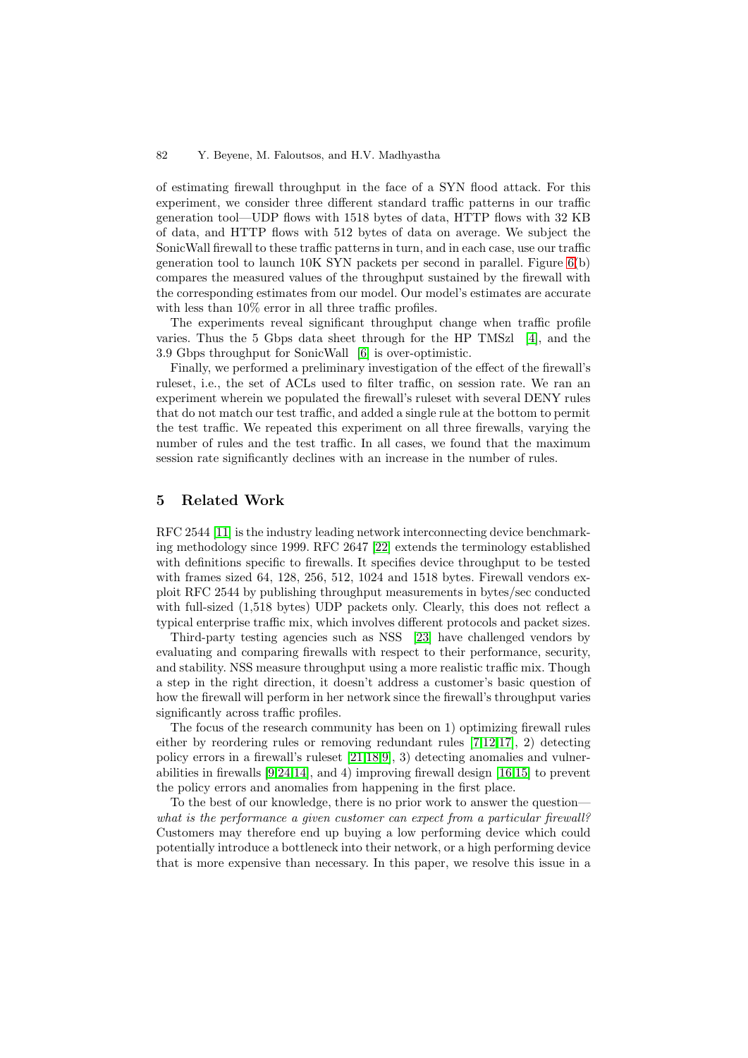of estimating firewall throughput in the face of a SYN flood attack. For this experiment, we consider three different standard traffic patterns in our traffic generation tool—UDP flows with 1518 bytes of data, HTTP flows with 32 KB of data, and HTTP flows with 512 bytes of data on average. We subject the SonicWall firewall to these traffic patterns in turn, and in each case, use our traffic generation tool to launch 10K SYN packets per second in parallel. Figure 6(b) compares the measured values of the throughput sustained by the firewall with the corresponding estimates from our model. Our model's estimates are accurate with less than 10% error in all three traffic profiles.

The experiments reveal significant throughput change when traffic profile varies. Thus the 5 Gbps data sheet through for the HP TMSzl [4], and the 3.9 Gbps throughput for SonicWall [6] is over-optimistic.

Finally, we performed a preliminary investigation of the effect of the firewall's ruleset, i.e., the set of ACLs used to filter traffic, on session rate. We ran an experiment wherein we populated the firewall's ruleset with several DENY rules that do not match our test traffic, and added a single rule at the bottom to permit the test traffic. We repeated this experiment on all three firewalls, varying the number of rules and the test traffic. In all cases, we found that the maximum session rate significantly declines with an increase in the number of rules.

## 5 Related Work

RFC 2544 [11] is the industry leading network interconnecting device benchmarking methodology since 1999. RFC 2647 [22] extends the terminology established with definitions specific to firewalls. It specifies device throughput to be tested with frames sized 64, 128, 256, 512, 1024 and 1518 bytes. Firewall vendors exploit RFC 2544 by publishing throughput measurements in bytes/sec conducted with full-sized (1,518 bytes) UDP packets only. Clearly, this does not reflect a typical enterprise traffic mix, which involves different protocols and packet sizes.

Third-party testing agencies such as NSS [23] have challenged vendors by evaluating and comparing firewalls with respect to their performance, security, and stability. NSS measure throughput using a more realistic traffic mix. Though a step in the right direction, it doesn't address a customer's basic question of how the firewall will perform in her network since the firewall's throughput varies significantly across traffic profiles.

The focus of the research community has been on 1) optimizing firewall rules either by reordering rules or removing redundant rules [7,12,17], 2) detecting policy errors in a firewall's ruleset [21,18,9], 3) detecting anomalies and vulnerabilities in firewalls [9,24,14], and 4) improving firewall design [16,15] to prevent the policy errors and anomalies from happening in the first place.

To the best of our knowledge, there is no prior work to answer the question—*what is the performance a given customer can expect from a particular firewall?* Customers may therefore end up buying a low performing device which could potentially introduce a bottleneck into their network, or a high performing device that is more expensive than necessary. In this paper, we resolve this issue in a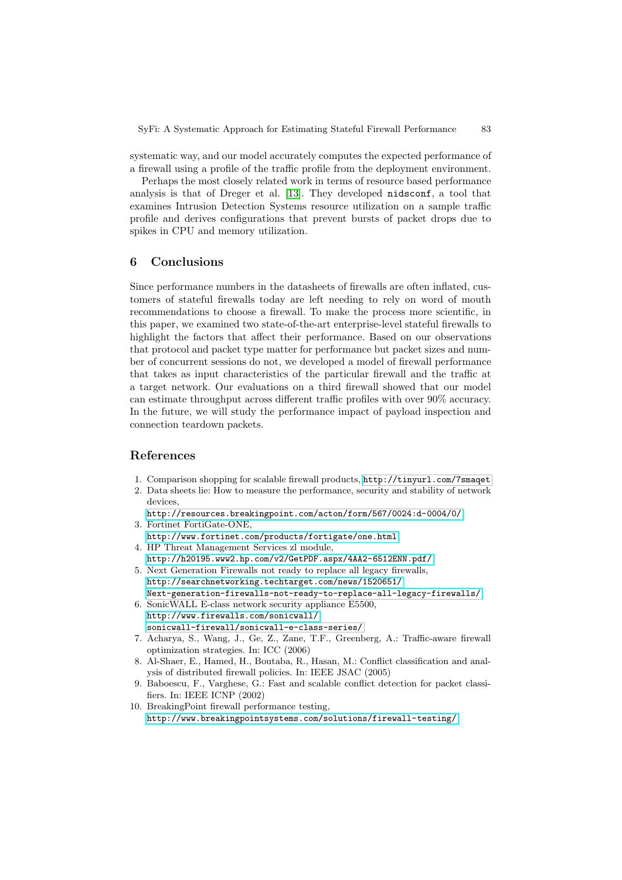systematic way, and our model accurately computes the expected performance of a firewall using a profile of the traffic profile from the deployment environment.

Perhaps the most closely related work in terms of resource based performance analysis is that of Dreger et al. [13]. They developed `nidsconf`, a tool that examines Intrusion Detection Systems resource utilization on a sample traffic profile and derives configurations that prevent bursts of packet drops due to spikes in CPU and memory utilization.

## 6 Conclusions

Since performance numbers in the datasheets of firewalls are often inflated, customers of stateful firewalls today are left needing to rely on word of mouth recommendations to choose a firewall. To make the process more scientific, in this paper, we examined two state-of-the-art enterprise-level stateful firewalls to highlight the factors that affect their performance. Based on our observations that protocol and packet type matter for performance but packet sizes and number of concurrent sessions do not, we developed a model of firewall performance that takes as input characteristics of the particular firewall and the traffic at a target network. Our evaluations on a third firewall showed that our model can estimate throughput across different traffic profiles with over 90% accuracy. In the future, we will study the performance impact of payload inspection and connection teardown packets.

## References

1. Comparison shopping for scalable firewall products, http://tinyurl.com/7smaqet
2. Data sheets lie: How to measure the performance, security and stability of network devices, http://resources.breakingpoint.com/acton/form/567/0024:d-0004/0/
3. Fortinet FortiGate-ONE, http://www.fortinet.com/products/fortigate/one.html
4. HP Threat Management Services zl module, http://h20195.www2.hp.com/v2/GetPDF.aspx/4AA2-6512ENN.pdf/
5. Next Generation Firewalls not ready to replace all legacy firewalls, http://searchnetworking.techtarget.com/news/1520651/Next-generation-firewalls-not-ready-to-replace-all-legacy-firewalls/
6. SonicWALL E-class network security appliance E5500, http://www.firewalls.com/sonicwall/sonicwall-firewall/sonicwall-e-class-series/
7. Acharya, S., Wang, J., Ge, Z., Zane, T.F., Greenberg, A.: Traffic-aware firewall optimization strategies. In: ICC (2006)
8. Al-Shaer, E., Hamed, H., Boutaba, R., Hasan, M.: Conflict classification and analysis of distributed firewall policies. In: IEEE JSAC (2005)
9. Baboescu, F., Varghese, G.: Fast and scalable conflict detection for packet classifiers. In: IEEE ICNP (2002)
10. BreakingPoint firewall performance testing, http://www.breakingpointsystems.com/solutions/firewall-testing/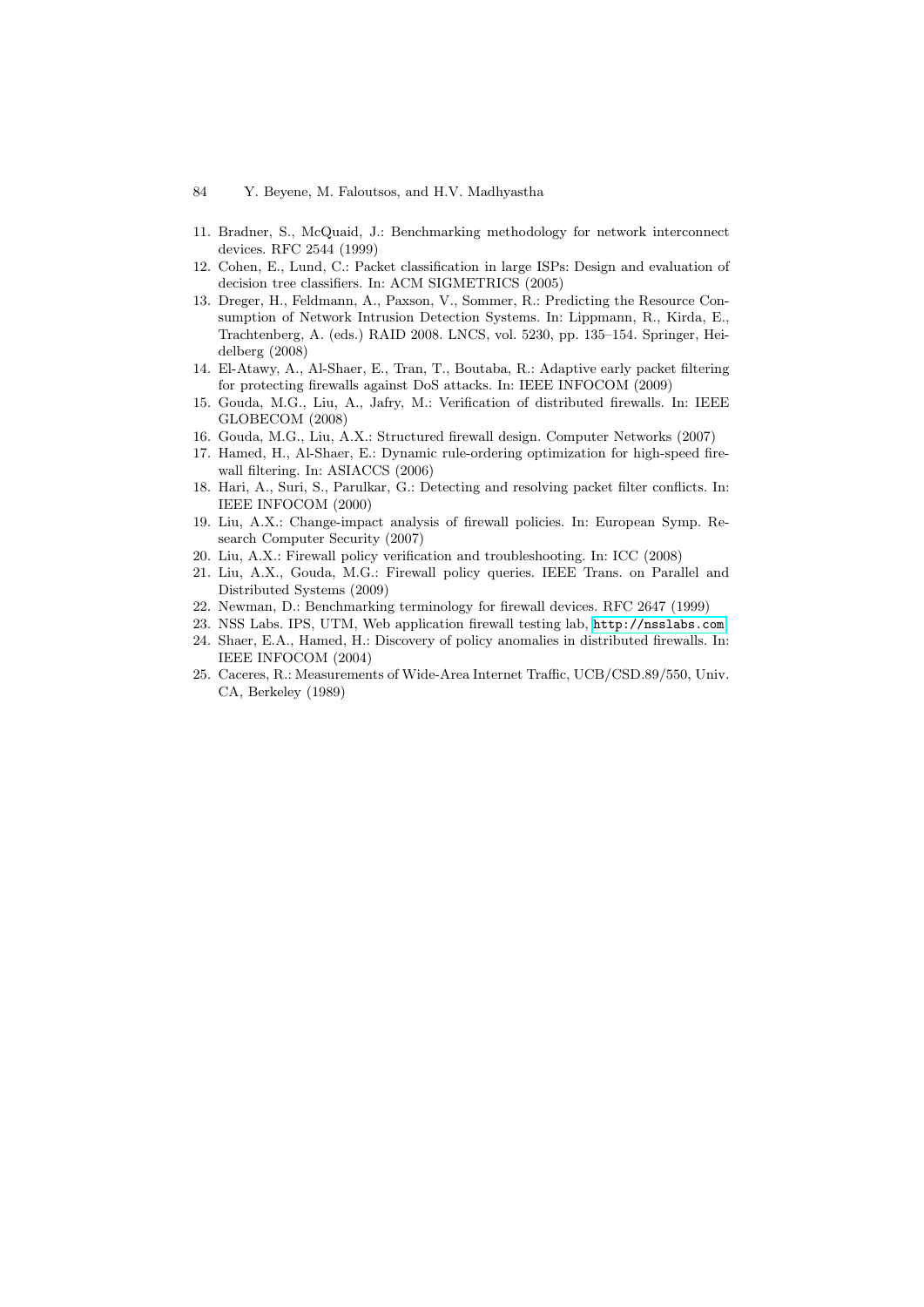11. Bradner, S., McQuaid, J.: Benchmarking methodology for network interconnect devices. RFC 2544 (1999)
12. Cohen, E., Lund, C.: Packet classification in large ISPs: Design and evaluation of decision tree classifiers. In: ACM SIGMETRICS (2005)
13. Dreger, H., Feldmann, A., Paxson, V., Sommer, R.: Predicting the Resource Consumption of Network Intrusion Detection Systems. In: Lippmann, R., Kirda, E., Trachtenberg, A. (eds.) RAID 2008. LNCS, vol. 5230, pp. 135–154. Springer, Heidelberg (2008)
14. El-Atawy, A., Al-Shaer, E., Tran, T., Boutaba, R.: Adaptive early packet filtering for protecting firewalls against DoS attacks. In: IEEE INFOCOM (2009)
15. Gouda, M.G., Liu, A., Jafry, M.: Verification of distributed firewalls. In: IEEE GLOBECOM (2008)
16. Gouda, M.G., Liu, A.X.: Structured firewall design. Computer Networks (2007)
17. Hamed, H., Al-Shaer, E.: Dynamic rule-ordering optimization for high-speed firewall filtering. In: ASIACCS (2006)
18. Hari, A., Suri, S., Parulkar, G.: Detecting and resolving packet filter conflicts. In: IEEE INFOCOM (2000)
19. Liu, A.X.: Change-impact analysis of firewall policies. In: European Symp. Research Computer Security (2007)
20. Liu, A.X.: Firewall policy verification and troubleshooting. In: ICC (2008)
21. Liu, A.X., Gouda, M.G.: Firewall policy queries. IEEE Trans. on Parallel and Distributed Systems (2009)
22. Newman, D.: Benchmarking terminology for firewall devices. RFC 2647 (1999)
23. NSS Labs. IPS, UTM, Web application firewall testing lab, http://nsslabs.com
24. Shaer, E.A., Hamed, H.: Discovery of policy anomalies in distributed firewalls. In: IEEE INFOCOM (2004)
25. Caceres, R.: Measurements of Wide-Area Internet Traffic, UCB/CSD.89/550, Univ. CA, Berkeley (1989)